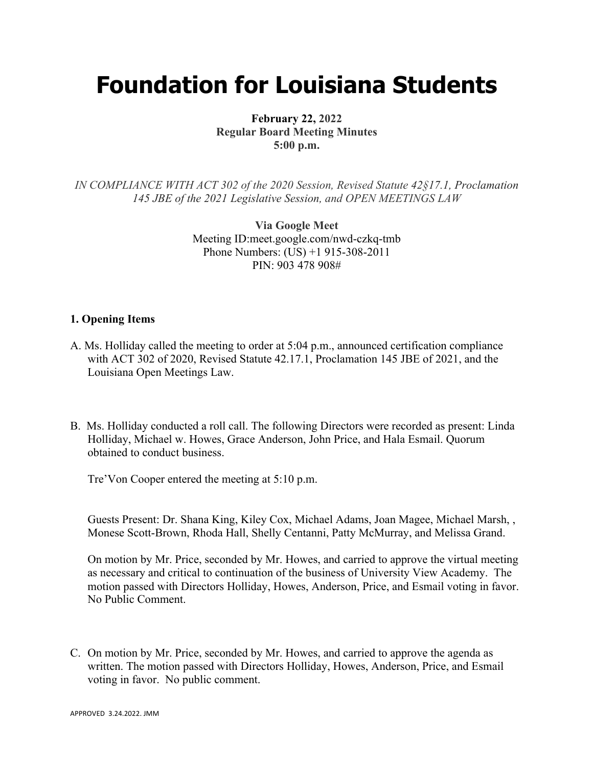# Foundation for Louisiana Students

**February 22, 2022**
**Regular Board Meeting Minutes**
**5:00 p.m.**

*IN COMPLIANCE WITH ACT 302 of the 2020 Session, Revised Statute 42§17.1, Proclamation 145 JBE of the 2021 Legislative Session, and OPEN MEETINGS LAW*

**Via Google Meet**
Meeting ID:meet.google.com/nwd-czkq-tmb
Phone Numbers: (US) +1 915-308-2011
PIN: 903 478 908#

**1. Opening Items**

A. Ms. Holliday called the meeting to order at 5:04 p.m., announced certification compliance with ACT 302 of 2020, Revised Statute 42.17.1, Proclamation 145 JBE of 2021, and the Louisiana Open Meetings Law.

B. Ms. Holliday conducted a roll call. The following Directors were recorded as present: Linda Holliday, Michael w. Howes, Grace Anderson, John Price, and Hala Esmail. Quorum obtained to conduct business.

Tre'Von Cooper entered the meeting at 5:10 p.m.

Guests Present: Dr. Shana King, Kiley Cox, Michael Adams, Joan Magee, Michael Marsh, , Monese Scott-Brown, Rhoda Hall, Shelly Centanni, Patty McMurray, and Melissa Grand.

On motion by Mr. Price, seconded by Mr. Howes, and carried to approve the virtual meeting as necessary and critical to continuation of the business of University View Academy. The motion passed with Directors Holliday, Howes, Anderson, Price, and Esmail voting in favor. No Public Comment.

C. On motion by Mr. Price, seconded by Mr. Howes, and carried to approve the agenda as written. The motion passed with Directors Holliday, Howes, Anderson, Price, and Esmail voting in favor. No public comment.

APPROVED 3.24.2022. JMM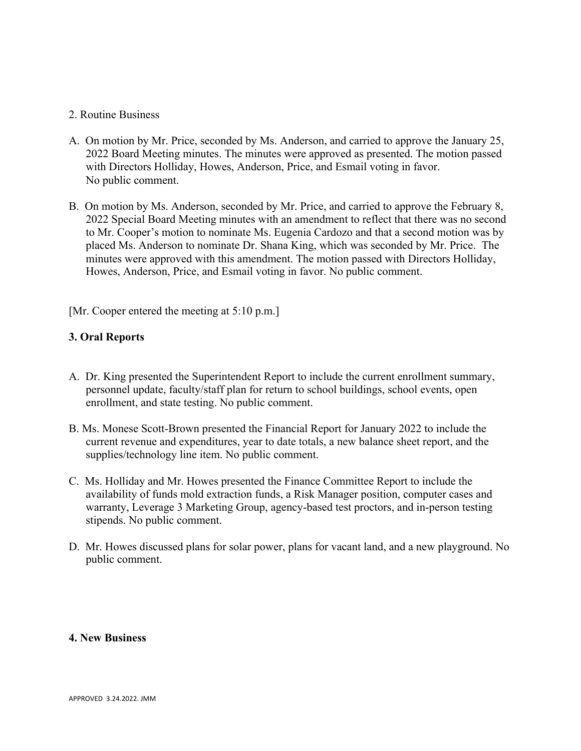2. Routine Business

A. On motion by Mr. Price, seconded by Ms. Anderson, and carried to approve the January 25, 2022 Board Meeting minutes. The minutes were approved as presented. The motion passed with Directors Holliday, Howes, Anderson, Price, and Esmail voting in favor. No public comment.

B. On motion by Ms. Anderson, seconded by Mr. Price, and carried to approve the February 8, 2022 Special Board Meeting minutes with an amendment to reflect that there was no second to Mr. Cooper's motion to nominate Ms. Eugenia Cardozo and that a second motion was by placed Ms. Anderson to nominate Dr. Shana King, which was seconded by Mr. Price. The minutes were approved with this amendment. The motion passed with Directors Holliday, Howes, Anderson, Price, and Esmail voting in favor. No public comment.

[Mr. Cooper entered the meeting at 5:10 p.m.]

**3. Oral Reports**

A. Dr. King presented the Superintendent Report to include the current enrollment summary, personnel update, faculty/staff plan for return to school buildings, school events, open enrollment, and state testing. No public comment.

B. Ms. Monese Scott-Brown presented the Financial Report for January 2022 to include the current revenue and expenditures, year to date totals, a new balance sheet report, and the supplies/technology line item. No public comment.

C. Ms. Holliday and Mr. Howes presented the Finance Committee Report to include the availability of funds mold extraction funds, a Risk Manager position, computer cases and warranty, Leverage 3 Marketing Group, agency-based test proctors, and in-person testing stipends. No public comment.

D. Mr. Howes discussed plans for solar power, plans for vacant land, and a new playground. No public comment.

**4. New Business**

APPROVED 3.24.2022. JMM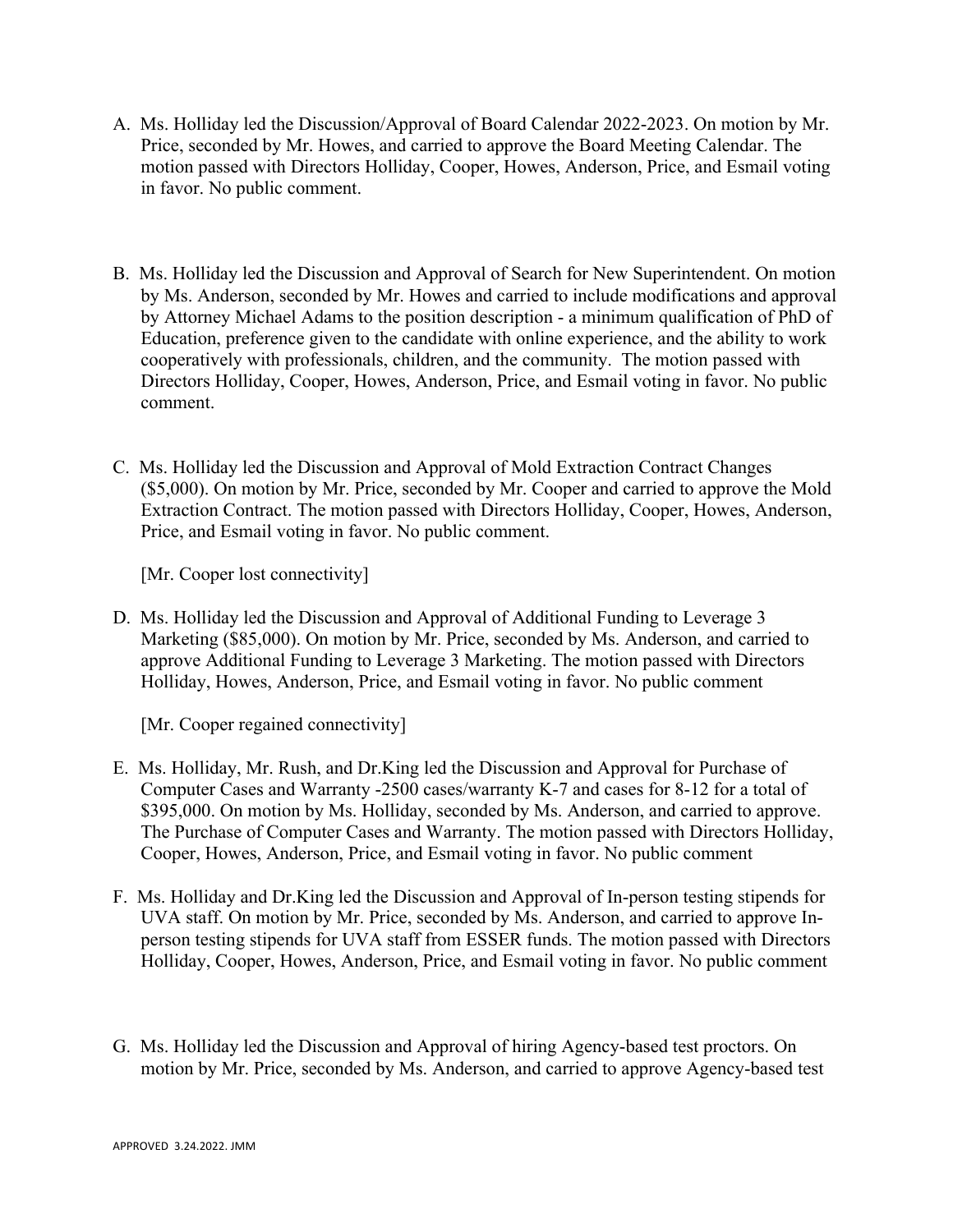A. Ms. Holliday led the Discussion/Approval of Board Calendar 2022-2023. On motion by Mr. Price, seconded by Mr. Howes, and carried to approve the Board Meeting Calendar. The motion passed with Directors Holliday, Cooper, Howes, Anderson, Price, and Esmail voting in favor. No public comment.

B. Ms. Holliday led the Discussion and Approval of Search for New Superintendent. On motion by Ms. Anderson, seconded by Mr. Howes and carried to include modifications and approval by Attorney Michael Adams to the position description - a minimum qualification of PhD of Education, preference given to the candidate with online experience, and the ability to work cooperatively with professionals, children, and the community. The motion passed with Directors Holliday, Cooper, Howes, Anderson, Price, and Esmail voting in favor. No public comment.

C. Ms. Holliday led the Discussion and Approval of Mold Extraction Contract Changes ($5,000). On motion by Mr. Price, seconded by Mr. Cooper and carried to approve the Mold Extraction Contract. The motion passed with Directors Holliday, Cooper, Howes, Anderson, Price, and Esmail voting in favor. No public comment.

   [Mr. Cooper lost connectivity]

D. Ms. Holliday led the Discussion and Approval of Additional Funding to Leverage 3 Marketing ($85,000). On motion by Mr. Price, seconded by Ms. Anderson, and carried to approve Additional Funding to Leverage 3 Marketing. The motion passed with Directors Holliday, Howes, Anderson, Price, and Esmail voting in favor. No public comment

   [Mr. Cooper regained connectivity]

E. Ms. Holliday, Mr. Rush, and Dr.King led the Discussion and Approval for Purchase of Computer Cases and Warranty -2500 cases/warranty K-7 and cases for 8-12 for a total of $395,000. On motion by Ms. Holliday, seconded by Ms. Anderson, and carried to approve. The Purchase of Computer Cases and Warranty. The motion passed with Directors Holliday, Cooper, Howes, Anderson, Price, and Esmail voting in favor. No public comment

F. Ms. Holliday and Dr.King led the Discussion and Approval of In-person testing stipends for UVA staff. On motion by Mr. Price, seconded by Ms. Anderson, and carried to approve In-person testing stipends for UVA staff from ESSER funds. The motion passed with Directors Holliday, Cooper, Howes, Anderson, Price, and Esmail voting in favor. No public comment

G. Ms. Holliday led the Discussion and Approval of hiring Agency-based test proctors. On motion by Mr. Price, seconded by Ms. Anderson, and carried to approve Agency-based test

APPROVED 3.24.2022. JMM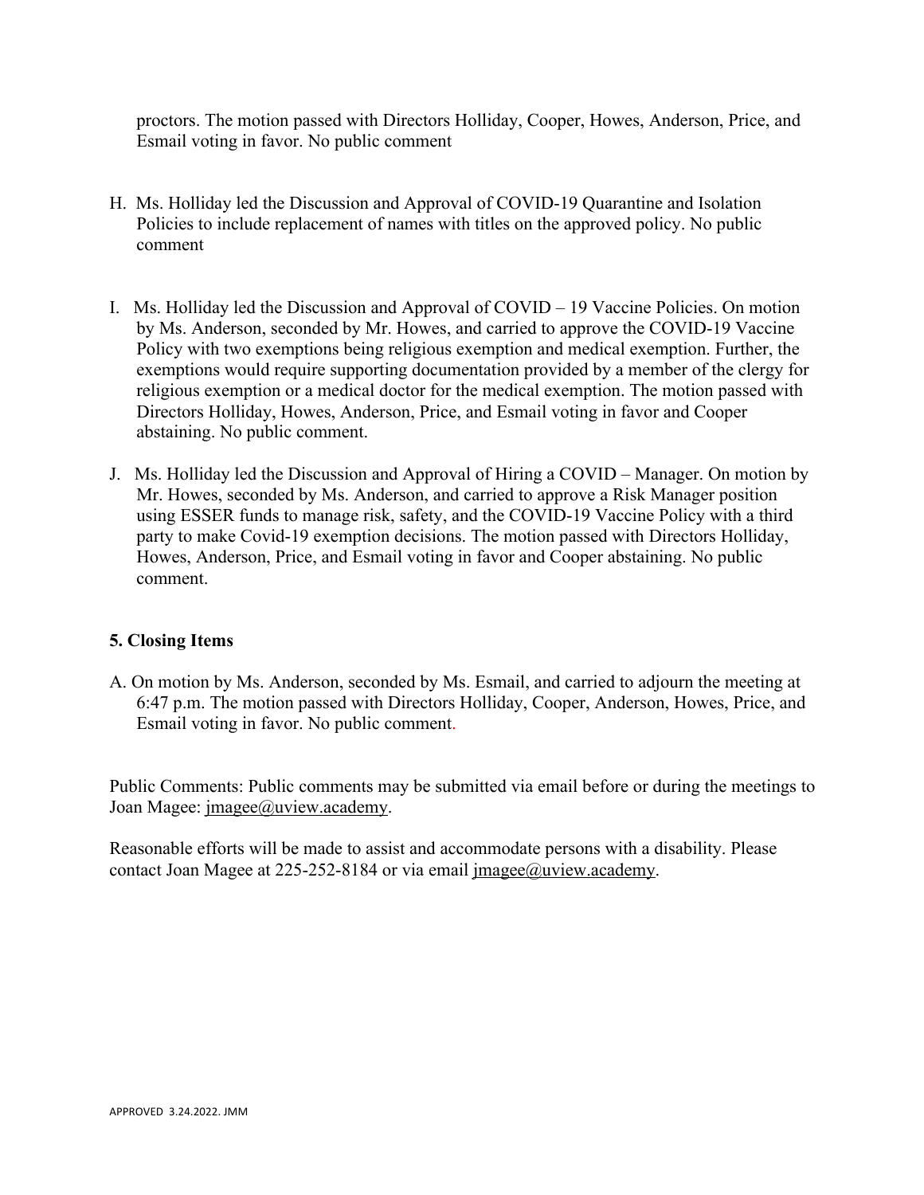proctors. The motion passed with Directors Holliday, Cooper, Howes, Anderson, Price, and Esmail voting in favor. No public comment

H. Ms. Holliday led the Discussion and Approval of COVID-19 Quarantine and Isolation Policies to include replacement of names with titles on the approved policy. No public comment

I. Ms. Holliday led the Discussion and Approval of COVID – 19 Vaccine Policies. On motion by Ms. Anderson, seconded by Mr. Howes, and carried to approve the COVID-19 Vaccine Policy with two exemptions being religious exemption and medical exemption. Further, the exemptions would require supporting documentation provided by a member of the clergy for religious exemption or a medical doctor for the medical exemption. The motion passed with Directors Holliday, Howes, Anderson, Price, and Esmail voting in favor and Cooper abstaining. No public comment.

J. Ms. Holliday led the Discussion and Approval of Hiring a COVID – Manager. On motion by Mr. Howes, seconded by Ms. Anderson, and carried to approve a Risk Manager position using ESSER funds to manage risk, safety, and the COVID-19 Vaccine Policy with a third party to make Covid-19 exemption decisions. The motion passed with Directors Holliday, Howes, Anderson, Price, and Esmail voting in favor and Cooper abstaining. No public comment.

**5. Closing Items**

A. On motion by Ms. Anderson, seconded by Ms. Esmail, and carried to adjourn the meeting at 6:47 p.m. The motion passed with Directors Holliday, Cooper, Anderson, Howes, Price, and Esmail voting in favor. No public comment.

Public Comments: Public comments may be submitted via email before or during the meetings to Joan Magee: jmagee@uview.academy.

Reasonable efforts will be made to assist and accommodate persons with a disability. Please contact Joan Magee at 225-252-8184 or via email jmagee@uview.academy.

APPROVED 3.24.2022. JMM